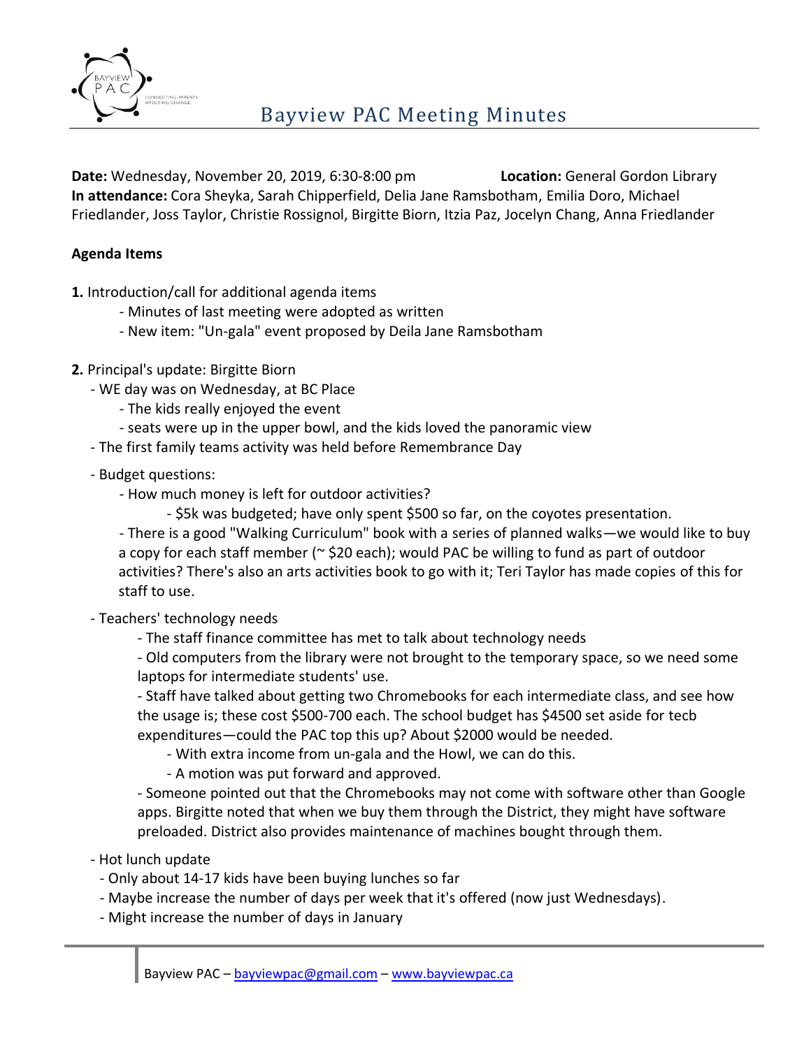# Bayview PAC Meeting Minutes

**Date:** Wednesday, November 20, 2019, 6:30-8:00 pm **Location:** General Gordon Library
**In attendance:** Cora Sheyka, Sarah Chipperfield, Delia Jane Ramsbotham, Emilia Doro, Michael Friedlander, Joss Taylor, Christie Rossignol, Birgitte Biorn, Itzia Paz, Jocelyn Chang, Anna Friedlander

**Agenda Items**

**1.** Introduction/call for additional agenda items
- Minutes of last meeting were adopted as written
- New item: "Un-gala" event proposed by Deila Jane Ramsbotham

**2.** Principal's update: Birgitte Biorn
- WE day was on Wednesday, at BC Place
  - The kids really enjoyed the event
  - seats were up in the upper bowl, and the kids loved the panoramic view
- The first family teams activity was held before Remembrance Day
- Budget questions:
  - How much money is left for outdoor activities?
    - $5k was budgeted; have only spent $500 so far, on the coyotes presentation.
  - There is a good "Walking Curriculum" book with a series of planned walks—we would like to buy a copy for each staff member (~ $20 each); would PAC be willing to fund as part of outdoor activities? There's also an arts activities book to go with it; Teri Taylor has made copies of this for staff to use.
- Teachers' technology needs
  - The staff finance committee has met to talk about technology needs
  - Old computers from the library were not brought to the temporary space, so we need some laptops for intermediate students' use.
  - Staff have talked about getting two Chromebooks for each intermediate class, and see how the usage is; these cost $500-700 each. The school budget has $4500 set aside for tecb expenditures—could the PAC top this up? About $2000 would be needed.
    - With extra income from un-gala and the Howl, we can do this.
    - A motion was put forward and approved.
  - Someone pointed out that the Chromebooks may not come with software other than Google apps. Birgitte noted that when we buy them through the District, they might have software preloaded. District also provides maintenance of machines bought through them.
- Hot lunch update
  - Only about 14-17 kids have been buying lunches so far
  - Maybe increase the number of days per week that it's offered (now just Wednesdays).
  - Might increase the number of days in January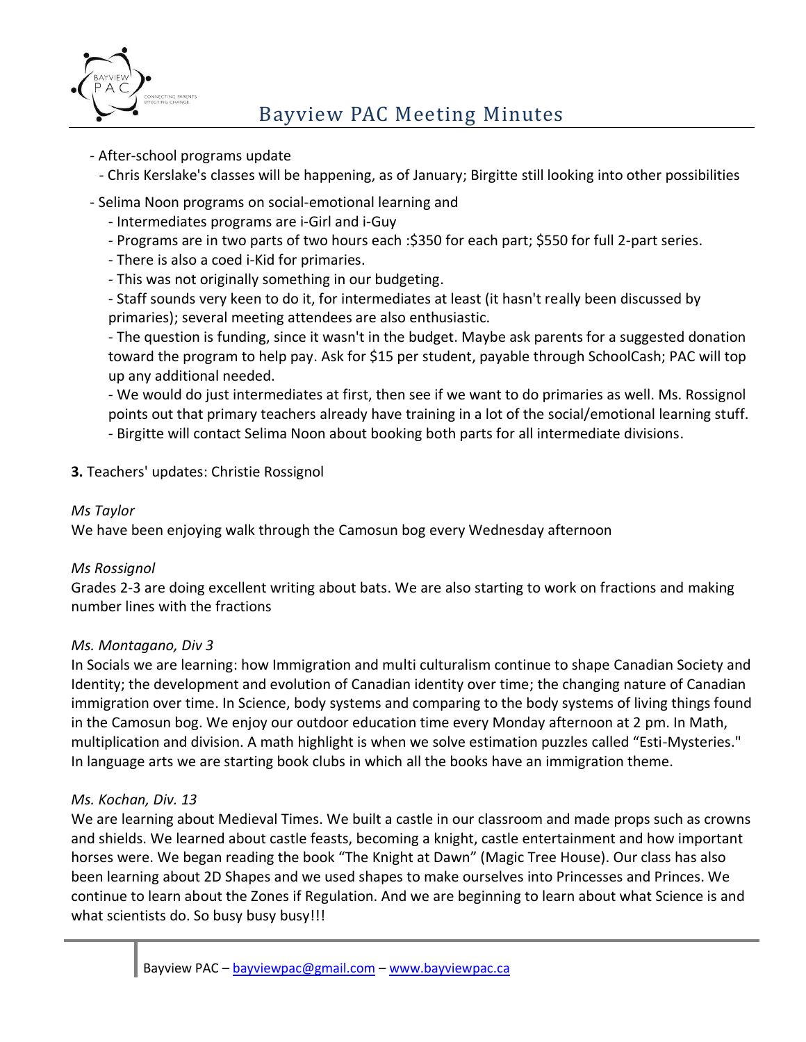- After-school programs update
  - Chris Kerslake's classes will be happening, as of January; Birgitte still looking into other possibilities
- Selima Noon programs on social-emotional learning and
  - Intermediates programs are i-Girl and i-Guy
  - Programs are in two parts of two hours each :$350 for each part; $550 for full 2-part series.
  - There is also a coed i-Kid for primaries.
  - This was not originally something in our budgeting.
  - Staff sounds very keen to do it, for intermediates at least (it hasn't really been discussed by primaries); several meeting attendees are also enthusiastic.
  - The question is funding, since it wasn't in the budget. Maybe ask parents for a suggested donation toward the program to help pay. Ask for $15 per student, payable through SchoolCash; PAC will top up any additional needed.
  - We would do just intermediates at first, then see if we want to do primaries as well. Ms. Rossignol points out that primary teachers already have training in a lot of the social/emotional learning stuff.
  - Birgitte will contact Selima Noon about booking both parts for all intermediate divisions.

**3.** Teachers' updates: Christie Rossignol

*Ms Taylor*

We have been enjoying walk through the Camosun bog every Wednesday afternoon

*Ms Rossignol*

Grades 2-3 are doing excellent writing about bats. We are also starting to work on fractions and making number lines with the fractions

*Ms. Montagano, Div 3*

In Socials we are learning: how Immigration and multi culturalism continue to shape Canadian Society and Identity; the development and evolution of Canadian identity over time; the changing nature of Canadian immigration over time. In Science, body systems and comparing to the body systems of living things found in the Camosun bog. We enjoy our outdoor education time every Monday afternoon at 2 pm. In Math, multiplication and division. A math highlight is when we solve estimation puzzles called "Esti-Mysteries." In language arts we are starting book clubs in which all the books have an immigration theme.

*Ms. Kochan, Div. 13*

We are learning about Medieval Times. We built a castle in our classroom and made props such as crowns and shields. We learned about castle feasts, becoming a knight, castle entertainment and how important horses were. We began reading the book "The Knight at Dawn" (Magic Tree House). Our class has also been learning about 2D Shapes and we used shapes to make ourselves into Princesses and Princes. We continue to learn about the Zones if Regulation. And we are beginning to learn about what Science is and what scientists do. So busy busy busy!!!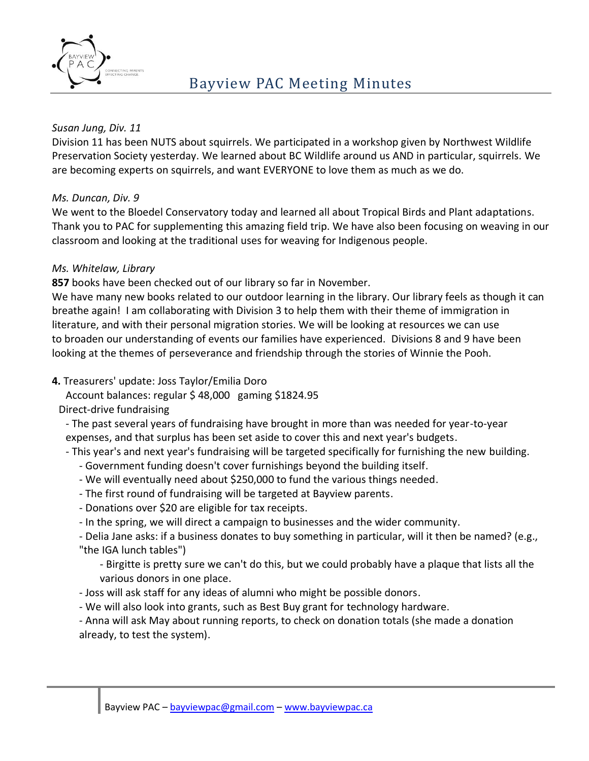*Susan Jung, Div. 11*

Division 11 has been NUTS about squirrels. We participated in a workshop given by Northwest Wildlife Preservation Society yesterday. We learned about BC Wildlife around us AND in particular, squirrels. We are becoming experts on squirrels, and want EVERYONE to love them as much as we do.

*Ms. Duncan, Div. 9*

We went to the Bloedel Conservatory today and learned all about Tropical Birds and Plant adaptations. Thank you to PAC for supplementing this amazing field trip. We have also been focusing on weaving in our classroom and looking at the traditional uses for weaving for Indigenous people.

*Ms. Whitelaw, Library*

**857** books have been checked out of our library so far in November.

We have many new books related to our outdoor learning in the library. Our library feels as though it can breathe again! I am collaborating with Division 3 to help them with their theme of immigration in literature, and with their personal migration stories. We will be looking at resources we can use to broaden our understanding of events our families have experienced. Divisions 8 and 9 have been looking at the themes of perseverance and friendship through the stories of Winnie the Pooh.

**4.** Treasurers' update: Joss Taylor/Emilia Doro

Account balances: regular $ 48,000 gaming $1824.95

Direct-drive fundraising

- The past several years of fundraising have brought in more than was needed for year-to-year expenses, and that surplus has been set aside to cover this and next year's budgets.
- This year's and next year's fundraising will be targeted specifically for furnishing the new building.
  - Government funding doesn't cover furnishings beyond the building itself.
  - We will eventually need about $250,000 to fund the various things needed.
  - The first round of fundraising will be targeted at Bayview parents.
  - Donations over $20 are eligible for tax receipts.
  - In the spring, we will direct a campaign to businesses and the wider community.
  - Delia Jane asks: if a business donates to buy something in particular, will it then be named? (e.g., "the IGA lunch tables")
    - Birgitte is pretty sure we can't do this, but we could probably have a plaque that lists all the various donors in one place.
  - Joss will ask staff for any ideas of alumni who might be possible donors.
  - We will also look into grants, such as Best Buy grant for technology hardware.
  - Anna will ask May about running reports, to check on donation totals (she made a donation already, to test the system).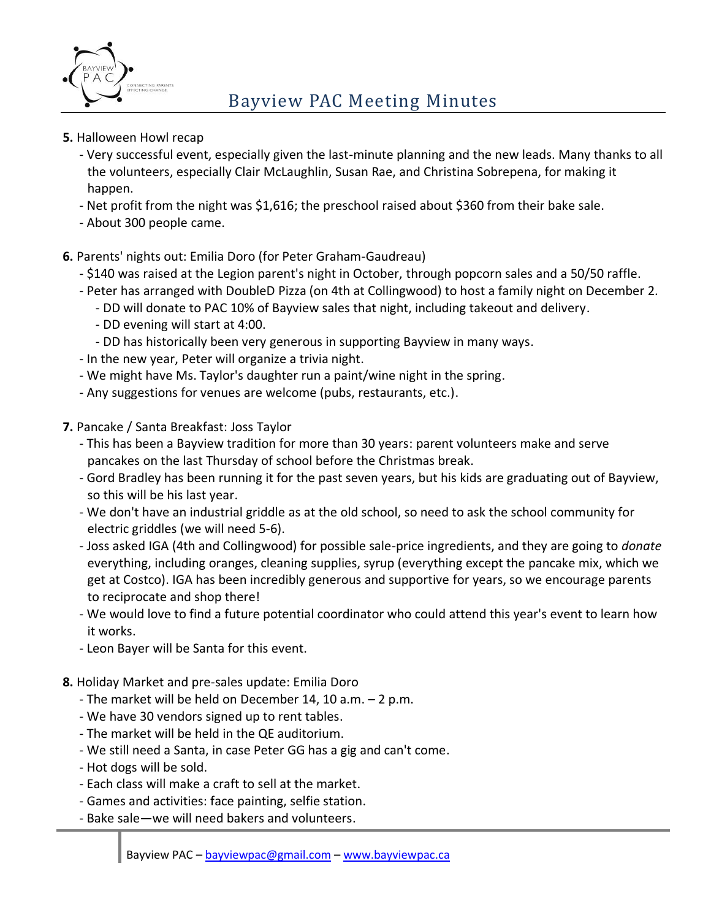**5.** Halloween Howl recap

- Very successful event, especially given the last-minute planning and the new leads. Many thanks to all the volunteers, especially Clair McLaughlin, Susan Rae, and Christina Sobrepena, for making it happen.
- Net profit from the night was $1,616; the preschool raised about $360 from their bake sale.
- About 300 people came.

**6.** Parents' nights out: Emilia Doro (for Peter Graham-Gaudreau)

- $140 was raised at the Legion parent's night in October, through popcorn sales and a 50/50 raffle.
- Peter has arranged with DoubleD Pizza (on 4th at Collingwood) to host a family night on December 2.
  - DD will donate to PAC 10% of Bayview sales that night, including takeout and delivery.
  - DD evening will start at 4:00.
  - DD has historically been very generous in supporting Bayview in many ways.
- In the new year, Peter will organize a trivia night.
- We might have Ms. Taylor's daughter run a paint/wine night in the spring.
- Any suggestions for venues are welcome (pubs, restaurants, etc.).

**7.** Pancake / Santa Breakfast: Joss Taylor

- This has been a Bayview tradition for more than 30 years: parent volunteers make and serve pancakes on the last Thursday of school before the Christmas break.
- Gord Bradley has been running it for the past seven years, but his kids are graduating out of Bayview, so this will be his last year.
- We don't have an industrial griddle as at the old school, so need to ask the school community for electric griddles (we will need 5-6).
- Joss asked IGA (4th and Collingwood) for possible sale-price ingredients, and they are going to *donate* everything, including oranges, cleaning supplies, syrup (everything except the pancake mix, which we get at Costco). IGA has been incredibly generous and supportive for years, so we encourage parents to reciprocate and shop there!
- We would love to find a future potential coordinator who could attend this year's event to learn how it works.
- Leon Bayer will be Santa for this event.

**8.** Holiday Market and pre-sales update: Emilia Doro

- The market will be held on December 14, 10 a.m. – 2 p.m.
- We have 30 vendors signed up to rent tables.
- The market will be held in the QE auditorium.
- We still need a Santa, in case Peter GG has a gig and can't come.
- Hot dogs will be sold.
- Each class will make a craft to sell at the market.
- Games and activities: face painting, selfie station.
- Bake sale—we will need bakers and volunteers.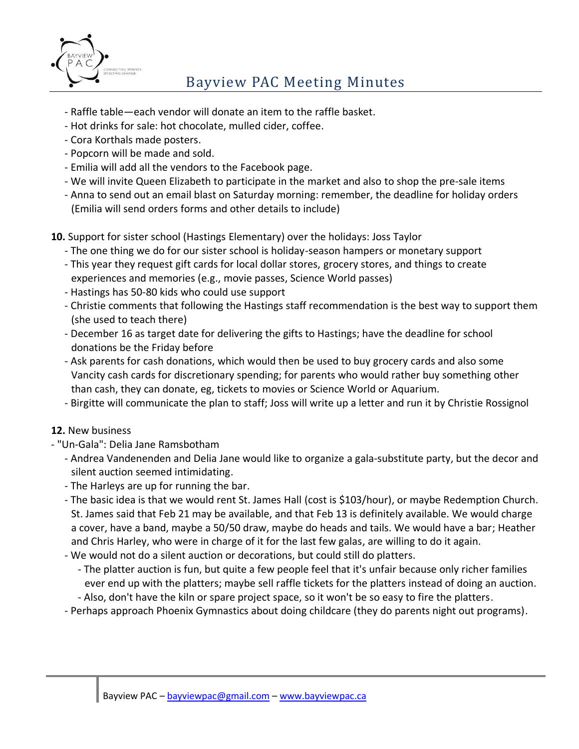- Raffle table—each vendor will donate an item to the raffle basket.
- Hot drinks for sale: hot chocolate, mulled cider, coffee.
- Cora Korthals made posters.
- Popcorn will be made and sold.
- Emilia will add all the vendors to the Facebook page.
- We will invite Queen Elizabeth to participate in the market and also to shop the pre-sale items
- Anna to send out an email blast on Saturday morning: remember, the deadline for holiday orders (Emilia will send orders forms and other details to include)

**10.** Support for sister school (Hastings Elementary) over the holidays: Joss Taylor

- The one thing we do for our sister school is holiday-season hampers or monetary support
- This year they request gift cards for local dollar stores, grocery stores, and things to create experiences and memories (e.g., movie passes, Science World passes)
- Hastings has 50-80 kids who could use support
- Christie comments that following the Hastings staff recommendation is the best way to support them (she used to teach there)
- December 16 as target date for delivering the gifts to Hastings; have the deadline for school donations be the Friday before
- Ask parents for cash donations, which would then be used to buy grocery cards and also some Vancity cash cards for discretionary spending; for parents who would rather buy something other than cash, they can donate, eg, tickets to movies or Science World or Aquarium.
- Birgitte will communicate the plan to staff; Joss will write up a letter and run it by Christie Rossignol

**12.** New business

- "Un-Gala": Delia Jane Ramsbotham
  - Andrea Vandenenden and Delia Jane would like to organize a gala-substitute party, but the decor and silent auction seemed intimidating.
  - The Harleys are up for running the bar.
  - The basic idea is that we would rent St. James Hall (cost is $103/hour), or maybe Redemption Church. St. James said that Feb 21 may be available, and that Feb 13 is definitely available. We would charge a cover, have a band, maybe a 50/50 draw, maybe do heads and tails. We would have a bar; Heather and Chris Harley, who were in charge of it for the last few galas, are willing to do it again.
  - We would not do a silent auction or decorations, but could still do platters.
    - The platter auction is fun, but quite a few people feel that it's unfair because only richer families ever end up with the platters; maybe sell raffle tickets for the platters instead of doing an auction.
    - Also, don't have the kiln or spare project space, so it won't be so easy to fire the platters.
  - Perhaps approach Phoenix Gymnastics about doing childcare (they do parents night out programs).